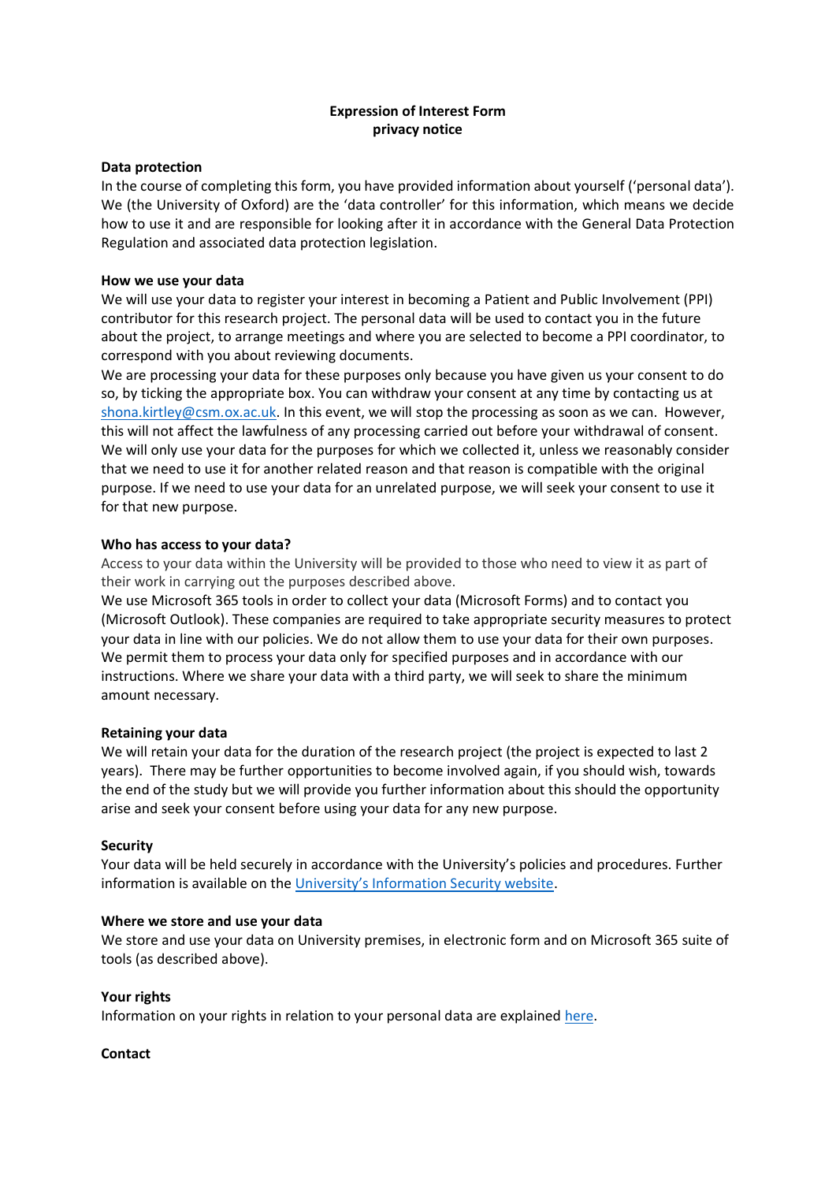**Expression of Interest Form**
**privacy notice**

**Data protection**

In the course of completing this form, you have provided information about yourself ('personal data'). We (the University of Oxford) are the 'data controller' for this information, which means we decide how to use it and are responsible for looking after it in accordance with the General Data Protection Regulation and associated data protection legislation.

**How we use your data**

We will use your data to register your interest in becoming a Patient and Public Involvement (PPI) contributor for this research project. The personal data will be used to contact you in the future about the project, to arrange meetings and where you are selected to become a PPI coordinator, to correspond with you about reviewing documents.

We are processing your data for these purposes only because you have given us your consent to do so, by ticking the appropriate box. You can withdraw your consent at any time by contacting us at [shona.kirtley@csm.ox.ac.uk](mailto:shona.kirtley@csm.ox.ac.uk). In this event, we will stop the processing as soon as we can. However, this will not affect the lawfulness of any processing carried out before your withdrawal of consent. We will only use your data for the purposes for which we collected it, unless we reasonably consider that we need to use it for another related reason and that reason is compatible with the original purpose. If we need to use your data for an unrelated purpose, we will seek your consent to use it for that new purpose.

**Who has access to your data?**

Access to your data within the University will be provided to those who need to view it as part of their work in carrying out the purposes described above.

We use Microsoft 365 tools in order to collect your data (Microsoft Forms) and to contact you (Microsoft Outlook). These companies are required to take appropriate security measures to protect your data in line with our policies. We do not allow them to use your data for their own purposes. We permit them to process your data only for specified purposes and in accordance with our instructions. Where we share your data with a third party, we will seek to share the minimum amount necessary.

**Retaining your data**

We will retain your data for the duration of the research project (the project is expected to last 2 years). There may be further opportunities to become involved again, if you should wish, towards the end of the study but we will provide you further information about this should the opportunity arise and seek your consent before using your data for any new purpose.

**Security**

Your data will be held securely in accordance with the University's policies and procedures. Further information is available on the University's Information Security website.

**Where we store and use your data**

We store and use your data on University premises, in electronic form and on Microsoft 365 suite of tools (as described above).

**Your rights**

Information on your rights in relation to your personal data are explained here.

**Contact**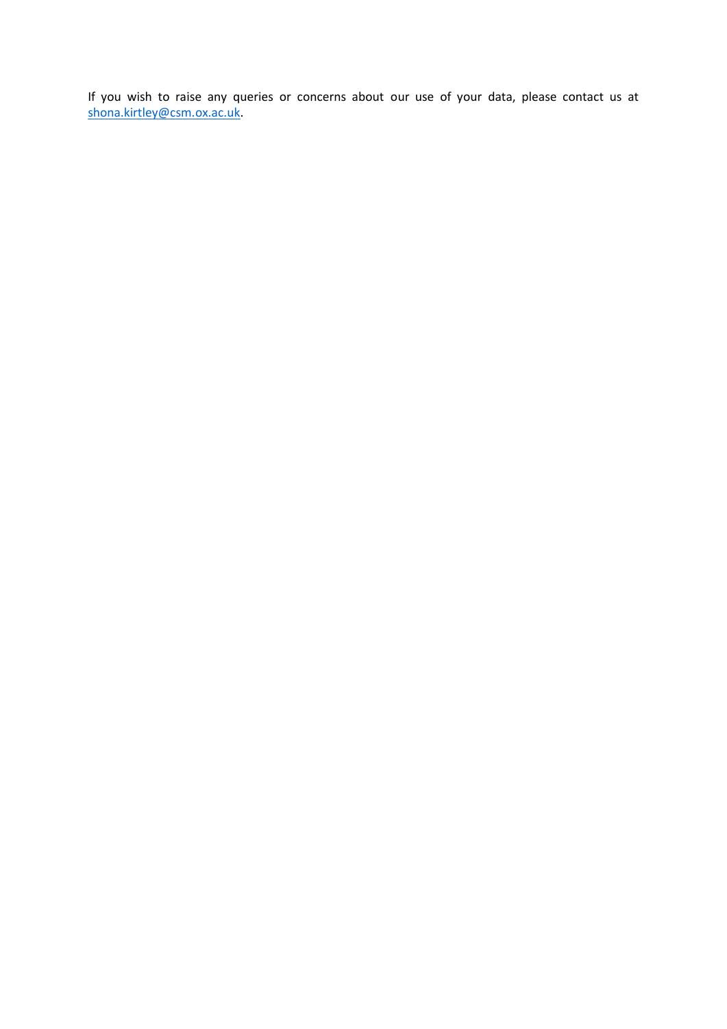If you wish to raise any queries or concerns about our use of your data, please contact us at shona.kirtley@csm.ox.ac.uk.